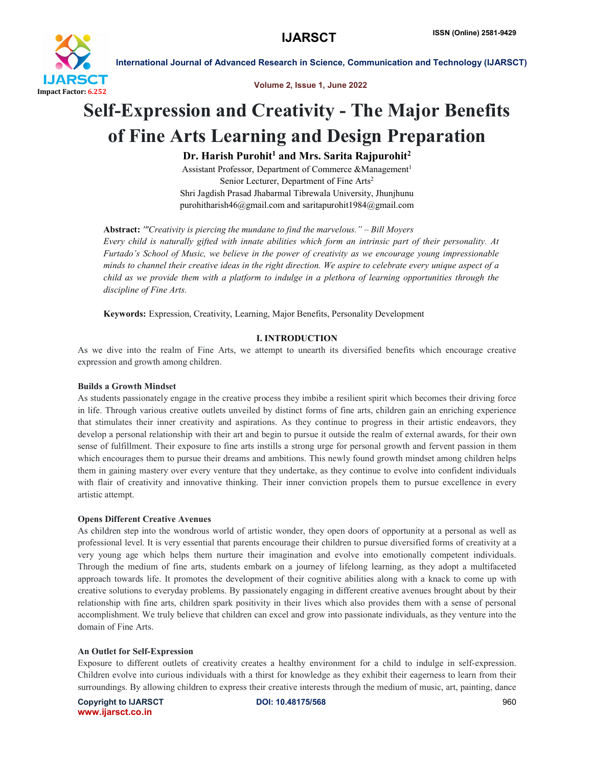# Self-Expression and Creativity - The Major Benefits of Fine Arts Learning and Design Preparation

**Dr. Harish Purohit[1] and Mrs. Sarita Rajpurohit[2]**

Assistant Professor, Department of Commerce &Management[1]

Senior Lecturer, Department of Fine Arts[2]

Shri Jagdish Prasad Jhabarmal Tibrewala University, Jhunjhunu

purohitharish46@gmail.com and saritapurohit1984@gmail.com

**Abstract:** *'"Creativity is piercing the mundane to find the marvelous." – Bill Moyers*

*Every child is naturally gifted with innate abilities which form an intrinsic part of their personality. At Furtado's School of Music, we believe in the power of creativity as we encourage young impressionable minds to channel their creative ideas in the right direction. We aspire to celebrate every unique aspect of a child as we provide them with a platform to indulge in a plethora of learning opportunities through the discipline of Fine Arts.*

**Keywords:** Expression, Creativity, Learning, Major Benefits, Personality Development

## I. INTRODUCTION

As we dive into the realm of Fine Arts, we attempt to unearth its diversified benefits which encourage creative expression and growth among children.

### Builds a Growth Mindset

As students passionately engage in the creative process they imbibe a resilient spirit which becomes their driving force in life. Through various creative outlets unveiled by distinct forms of fine arts, children gain an enriching experience that stimulates their inner creativity and aspirations. As they continue to progress in their artistic endeavors, they develop a personal relationship with their art and begin to pursue it outside the realm of external awards, for their own sense of fulfillment. Their exposure to fine arts instills a strong urge for personal growth and fervent passion in them which encourages them to pursue their dreams and ambitions. This newly found growth mindset among children helps them in gaining mastery over every venture that they undertake, as they continue to evolve into confident individuals with flair of creativity and innovative thinking. Their inner conviction propels them to pursue excellence in every artistic attempt.

### Opens Different Creative Avenues

As children step into the wondrous world of artistic wonder, they open doors of opportunity at a personal as well as professional level. It is very essential that parents encourage their children to pursue diversified forms of creativity at a very young age which helps them nurture their imagination and evolve into emotionally competent individuals. Through the medium of fine arts, students embark on a journey of lifelong learning, as they adopt a multifaceted approach towards life. It promotes the development of their cognitive abilities along with a knack to come up with creative solutions to everyday problems. By passionately engaging in different creative avenues brought about by their relationship with fine arts, children spark positivity in their lives which also provides them with a sense of personal accomplishment. We truly believe that children can excel and grow into passionate individuals, as they venture into the domain of Fine Arts.

### An Outlet for Self-Expression

Exposure to different outlets of creativity creates a healthy environment for a child to indulge in self-expression. Children evolve into curious individuals with a thirst for knowledge as they exhibit their eagerness to learn from their surroundings. By allowing children to express their creative interests through the medium of music, art, painting, dance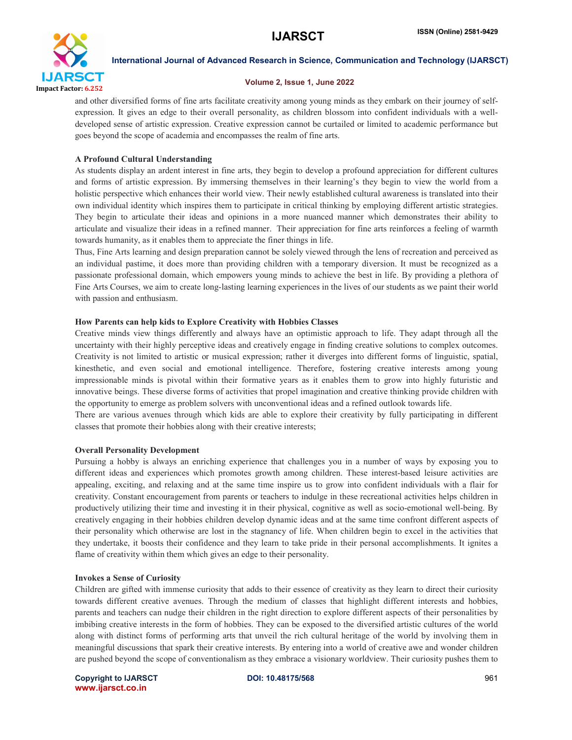and other diversified forms of fine arts facilitate creativity among young minds as they embark on their journey of self-expression. It gives an edge to their overall personality, as children blossom into confident individuals with a well-developed sense of artistic expression. Creative expression cannot be curtailed or limited to academic performance but goes beyond the scope of academia and encompasses the realm of fine arts.

**A Profound Cultural Understanding**

As students display an ardent interest in fine arts, they begin to develop a profound appreciation for different cultures and forms of artistic expression. By immersing themselves in their learning's they begin to view the world from a holistic perspective which enhances their world view. Their newly established cultural awareness is translated into their own individual identity which inspires them to participate in critical thinking by employing different artistic strategies. They begin to articulate their ideas and opinions in a more nuanced manner which demonstrates their ability to articulate and visualize their ideas in a refined manner. Their appreciation for fine arts reinforces a feeling of warmth towards humanity, as it enables them to appreciate the finer things in life.

Thus, Fine Arts learning and design preparation cannot be solely viewed through the lens of recreation and perceived as an individual pastime, it does more than providing children with a temporary diversion. It must be recognized as a passionate professional domain, which empowers young minds to achieve the best in life. By providing a plethora of Fine Arts Courses, we aim to create long-lasting learning experiences in the lives of our students as we paint their world with passion and enthusiasm.

**How Parents can help kids to Explore Creativity with Hobbies Classes**

Creative minds view things differently and always have an optimistic approach to life. They adapt through all the uncertainty with their highly perceptive ideas and creatively engage in finding creative solutions to complex outcomes. Creativity is not limited to artistic or musical expression; rather it diverges into different forms of linguistic, spatial, kinesthetic, and even social and emotional intelligence. Therefore, fostering creative interests among young impressionable minds is pivotal within their formative years as it enables them to grow into highly futuristic and innovative beings. These diverse forms of activities that propel imagination and creative thinking provide children with the opportunity to emerge as problem solvers with unconventional ideas and a refined outlook towards life.

There are various avenues through which kids are able to explore their creativity by fully participating in different classes that promote their hobbies along with their creative interests;

**Overall Personality Development**

Pursuing a hobby is always an enriching experience that challenges you in a number of ways by exposing you to different ideas and experiences which promotes growth among children. These interest-based leisure activities are appealing, exciting, and relaxing and at the same time inspire us to grow into confident individuals with a flair for creativity. Constant encouragement from parents or teachers to indulge in these recreational activities helps children in productively utilizing their time and investing it in their physical, cognitive as well as socio-emotional well-being. By creatively engaging in their hobbies children develop dynamic ideas and at the same time confront different aspects of their personality which otherwise are lost in the stagnancy of life. When children begin to excel in the activities that they undertake, it boosts their confidence and they learn to take pride in their personal accomplishments. It ignites a flame of creativity within them which gives an edge to their personality.

**Invokes a Sense of Curiosity**

Children are gifted with immense curiosity that adds to their essence of creativity as they learn to direct their curiosity towards different creative avenues. Through the medium of classes that highlight different interests and hobbies, parents and teachers can nudge their children in the right direction to explore different aspects of their personalities by imbibing creative interests in the form of hobbies. They can be exposed to the diversified artistic cultures of the world along with distinct forms of performing arts that unveil the rich cultural heritage of the world by involving them in meaningful discussions that spark their creative interests. By entering into a world of creative awe and wonder children are pushed beyond the scope of conventionalism as they embrace a visionary worldview. Their curiosity pushes them to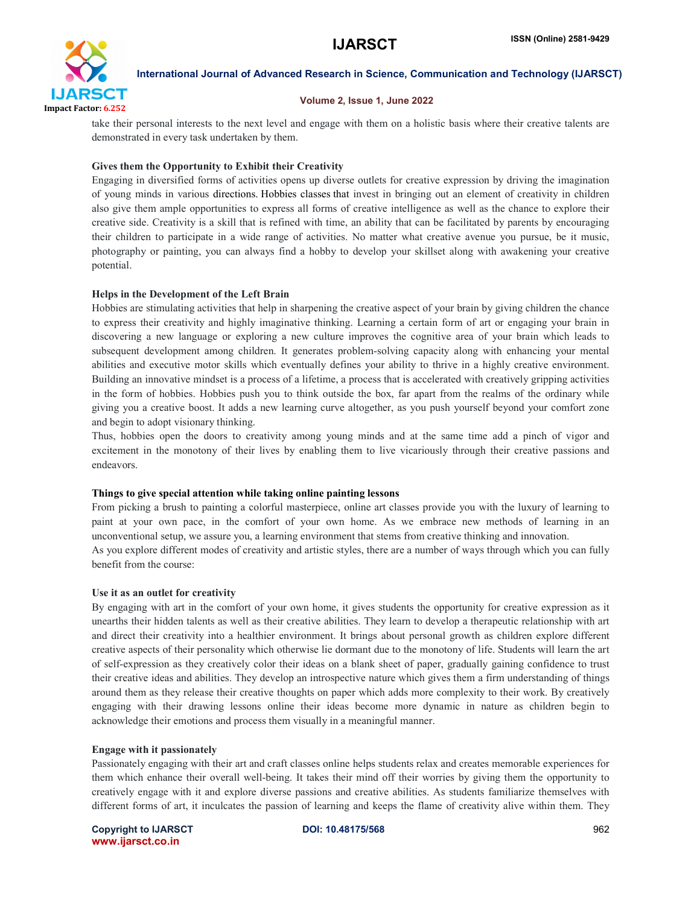take their personal interests to the next level and engage with them on a holistic basis where their creative talents are demonstrated in every task undertaken by them.

**Gives them the Opportunity to Exhibit their Creativity**

Engaging in diversified forms of activities opens up diverse outlets for creative expression by driving the imagination of young minds in various directions. Hobbies classes that invest in bringing out an element of creativity in children also give them ample opportunities to express all forms of creative intelligence as well as the chance to explore their creative side. Creativity is a skill that is refined with time, an ability that can be facilitated by parents by encouraging their children to participate in a wide range of activities. No matter what creative avenue you pursue, be it music, photography or painting, you can always find a hobby to develop your skillset along with awakening your creative potential.

**Helps in the Development of the Left Brain**

Hobbies are stimulating activities that help in sharpening the creative aspect of your brain by giving children the chance to express their creativity and highly imaginative thinking. Learning a certain form of art or engaging your brain in discovering a new language or exploring a new culture improves the cognitive area of your brain which leads to subsequent development among children. It generates problem-solving capacity along with enhancing your mental abilities and executive motor skills which eventually defines your ability to thrive in a highly creative environment. Building an innovative mindset is a process of a lifetime, a process that is accelerated with creatively gripping activities in the form of hobbies. Hobbies push you to think outside the box, far apart from the realms of the ordinary while giving you a creative boost. It adds a new learning curve altogether, as you push yourself beyond your comfort zone and begin to adopt visionary thinking.

Thus, hobbies open the doors to creativity among young minds and at the same time add a pinch of vigor and excitement in the monotony of their lives by enabling them to live vicariously through their creative passions and endeavors.

**Things to give special attention while taking online painting lessons**

From picking a brush to painting a colorful masterpiece, online art classes provide you with the luxury of learning to paint at your own pace, in the comfort of your own home. As we embrace new methods of learning in an unconventional setup, we assure you, a learning environment that stems from creative thinking and innovation.

As you explore different modes of creativity and artistic styles, there are a number of ways through which you can fully benefit from the course:

**Use it as an outlet for creativity**

By engaging with art in the comfort of your own home, it gives students the opportunity for creative expression as it unearths their hidden talents as well as their creative abilities. They learn to develop a therapeutic relationship with art and direct their creativity into a healthier environment. It brings about personal growth as children explore different creative aspects of their personality which otherwise lie dormant due to the monotony of life. Students will learn the art of self-expression as they creatively color their ideas on a blank sheet of paper, gradually gaining confidence to trust their creative ideas and abilities. They develop an introspective nature which gives them a firm understanding of things around them as they release their creative thoughts on paper which adds more complexity to their work. By creatively engaging with their drawing lessons online their ideas become more dynamic in nature as children begin to acknowledge their emotions and process them visually in a meaningful manner.

**Engage with it passionately**

Passionately engaging with their art and craft classes online helps students relax and creates memorable experiences for them which enhance their overall well-being. It takes their mind off their worries by giving them the opportunity to creatively engage with it and explore diverse passions and creative abilities. As students familiarize themselves with different forms of art, it inculcates the passion of learning and keeps the flame of creativity alive within them. They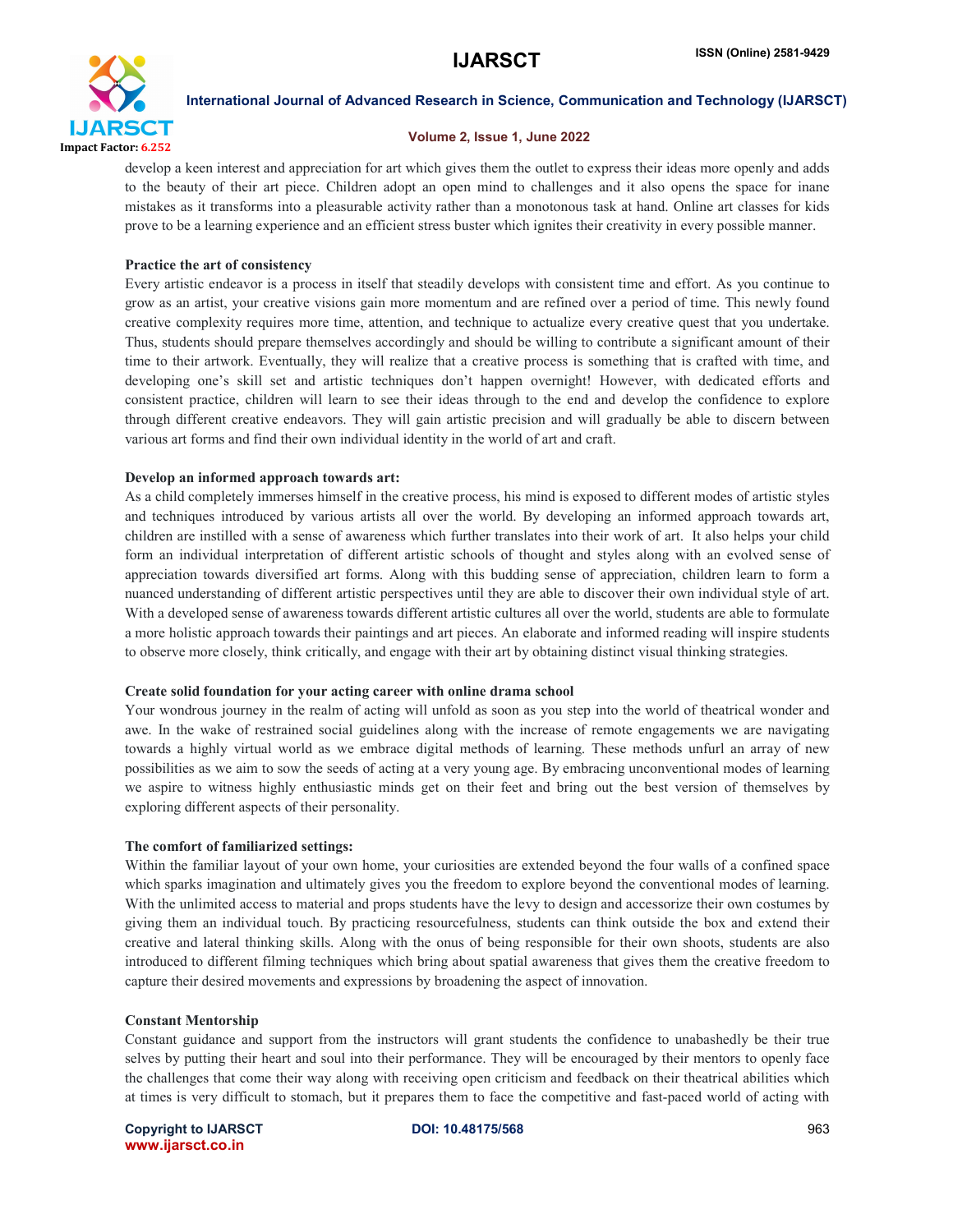develop a keen interest and appreciation for art which gives them the outlet to express their ideas more openly and adds to the beauty of their art piece. Children adopt an open mind to challenges and it also opens the space for inane mistakes as it transforms into a pleasurable activity rather than a monotonous task at hand. Online art classes for kids prove to be a learning experience and an efficient stress buster which ignites their creativity in every possible manner.

**Practice the art of consistency**

Every artistic endeavor is a process in itself that steadily develops with consistent time and effort. As you continue to grow as an artist, your creative visions gain more momentum and are refined over a period of time. This newly found creative complexity requires more time, attention, and technique to actualize every creative quest that you undertake. Thus, students should prepare themselves accordingly and should be willing to contribute a significant amount of their time to their artwork. Eventually, they will realize that a creative process is something that is crafted with time, and developing one's skill set and artistic techniques don't happen overnight! However, with dedicated efforts and consistent practice, children will learn to see their ideas through to the end and develop the confidence to explore through different creative endeavors. They will gain artistic precision and will gradually be able to discern between various art forms and find their own individual identity in the world of art and craft.

**Develop an informed approach towards art:**

As a child completely immerses himself in the creative process, his mind is exposed to different modes of artistic styles and techniques introduced by various artists all over the world. By developing an informed approach towards art, children are instilled with a sense of awareness which further translates into their work of art. It also helps your child form an individual interpretation of different artistic schools of thought and styles along with an evolved sense of appreciation towards diversified art forms. Along with this budding sense of appreciation, children learn to form a nuanced understanding of different artistic perspectives until they are able to discover their own individual style of art. With a developed sense of awareness towards different artistic cultures all over the world, students are able to formulate a more holistic approach towards their paintings and art pieces. An elaborate and informed reading will inspire students to observe more closely, think critically, and engage with their art by obtaining distinct visual thinking strategies.

**Create solid foundation for your acting career with online drama school**

Your wondrous journey in the realm of acting will unfold as soon as you step into the world of theatrical wonder and awe. In the wake of restrained social guidelines along with the increase of remote engagements we are navigating towards a highly virtual world as we embrace digital methods of learning. These methods unfurl an array of new possibilities as we aim to sow the seeds of acting at a very young age. By embracing unconventional modes of learning we aspire to witness highly enthusiastic minds get on their feet and bring out the best version of themselves by exploring different aspects of their personality.

**The comfort of familiarized settings:**

Within the familiar layout of your own home, your curiosities are extended beyond the four walls of a confined space which sparks imagination and ultimately gives you the freedom to explore beyond the conventional modes of learning. With the unlimited access to material and props students have the levy to design and accessorize their own costumes by giving them an individual touch. By practicing resourcefulness, students can think outside the box and extend their creative and lateral thinking skills. Along with the onus of being responsible for their own shoots, students are also introduced to different filming techniques which bring about spatial awareness that gives them the creative freedom to capture their desired movements and expressions by broadening the aspect of innovation.

**Constant Mentorship**

Constant guidance and support from the instructors will grant students the confidence to unabashedly be their true selves by putting their heart and soul into their performance. They will be encouraged by their mentors to openly face the challenges that come their way along with receiving open criticism and feedback on their theatrical abilities which at times is very difficult to stomach, but it prepares them to face the competitive and fast-paced world of acting with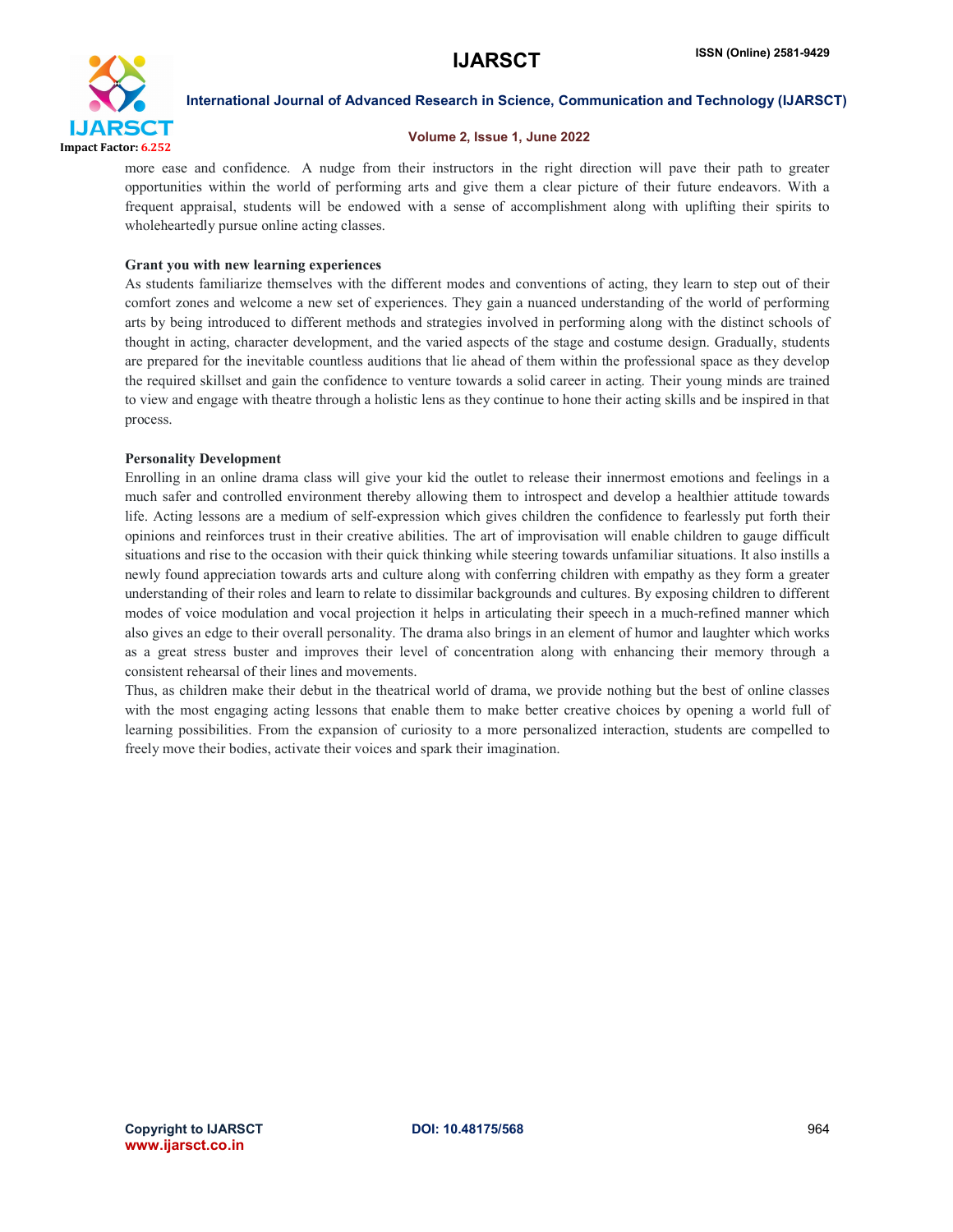more ease and confidence. A nudge from their instructors in the right direction will pave their path to greater opportunities within the world of performing arts and give them a clear picture of their future endeavors. With a frequent appraisal, students will be endowed with a sense of accomplishment along with uplifting their spirits to wholeheartedly pursue online acting classes.

**Grant you with new learning experiences**

As students familiarize themselves with the different modes and conventions of acting, they learn to step out of their comfort zones and welcome a new set of experiences. They gain a nuanced understanding of the world of performing arts by being introduced to different methods and strategies involved in performing along with the distinct schools of thought in acting, character development, and the varied aspects of the stage and costume design. Gradually, students are prepared for the inevitable countless auditions that lie ahead of them within the professional space as they develop the required skillset and gain the confidence to venture towards a solid career in acting. Their young minds are trained to view and engage with theatre through a holistic lens as they continue to hone their acting skills and be inspired in that process.

**Personality Development**

Enrolling in an online drama class will give your kid the outlet to release their innermost emotions and feelings in a much safer and controlled environment thereby allowing them to introspect and develop a healthier attitude towards life. Acting lessons are a medium of self-expression which gives children the confidence to fearlessly put forth their opinions and reinforces trust in their creative abilities. The art of improvisation will enable children to gauge difficult situations and rise to the occasion with their quick thinking while steering towards unfamiliar situations. It also instills a newly found appreciation towards arts and culture along with conferring children with empathy as they form a greater understanding of their roles and learn to relate to dissimilar backgrounds and cultures. By exposing children to different modes of voice modulation and vocal projection it helps in articulating their speech in a much-refined manner which also gives an edge to their overall personality. The drama also brings in an element of humor and laughter which works as a great stress buster and improves their level of concentration along with enhancing their memory through a consistent rehearsal of their lines and movements.

Thus, as children make their debut in the theatrical world of drama, we provide nothing but the best of online classes with the most engaging acting lessons that enable them to make better creative choices by opening a world full of learning possibilities. From the expansion of curiosity to a more personalized interaction, students are compelled to freely move their bodies, activate their voices and spark their imagination.